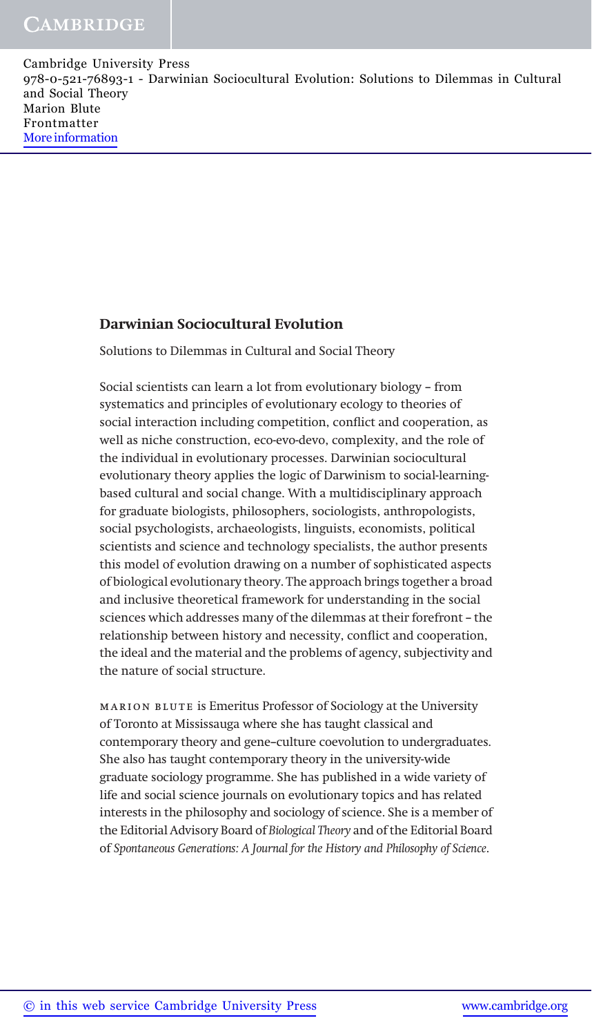## Darwinian Sociocultural Evolution

Solutions to Dilemmas in Cultural and Social Theory

Social scientists can learn a lot from evolutionary biology – from systematics and principles of evolutionary ecology to theories of social interaction including competition, conflict and cooperation, as well as niche construction, eco-evo-devo, complexity, and the role of the individual in evolutionary processes. Darwinian sociocultural evolutionary theory applies the logic of Darwinism to social-learning-based cultural and social change. With a multidisciplinary approach for graduate biologists, philosophers, sociologists, anthropologists, social psychologists, archaeologists, linguists, economists, political scientists and science and technology specialists, the author presents this model of evolution drawing on a number of sophisticated aspects of biological evolutionary theory. The approach brings together a broad and inclusive theoretical framework for understanding in the social sciences which addresses many of the dilemmas at their forefront – the relationship between history and necessity, conflict and cooperation, the ideal and the material and the problems of agency, subjectivity and the nature of social structure.

MARION BLUTE is Emeritus Professor of Sociology at the University of Toronto at Mississauga where she has taught classical and contemporary theory and gene–culture coevolution to undergraduates. She also has taught contemporary theory in the university-wide graduate sociology programme. She has published in a wide variety of life and social science journals on evolutionary topics and has related interests in the philosophy and sociology of science. She is a member of the Editorial Advisory Board of *Biological Theory* and of the Editorial Board of *Spontaneous Generations: A Journal for the History and Philosophy of Science*.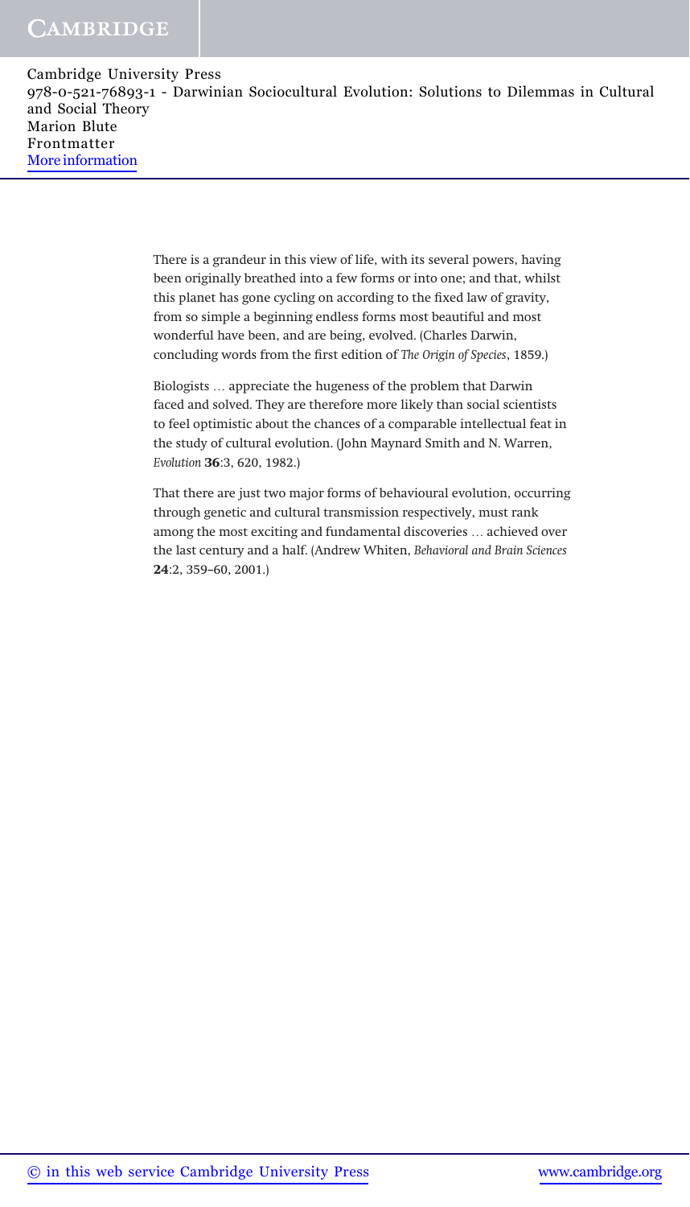There is a grandeur in this view of life, with its several powers, having been originally breathed into a few forms or into one; and that, whilst this planet has gone cycling on according to the fixed law of gravity, from so simple a beginning endless forms most beautiful and most wonderful have been, and are being, evolved. (Charles Darwin, concluding words from the first edition of *The Origin of Species*, 1859.)

Biologists … appreciate the hugeness of the problem that Darwin faced and solved. They are therefore more likely than social scientists to feel optimistic about the chances of a comparable intellectual feat in the study of cultural evolution. (John Maynard Smith and N. Warren, *Evolution* **36**:3, 620, 1982.)

That there are just two major forms of behavioural evolution, occurring through genetic and cultural transmission respectively, must rank among the most exciting and fundamental discoveries … achieved over the last century and a half. (Andrew Whiten, *Behavioral and Brain Sciences* **24**:2, 359–60, 2001.)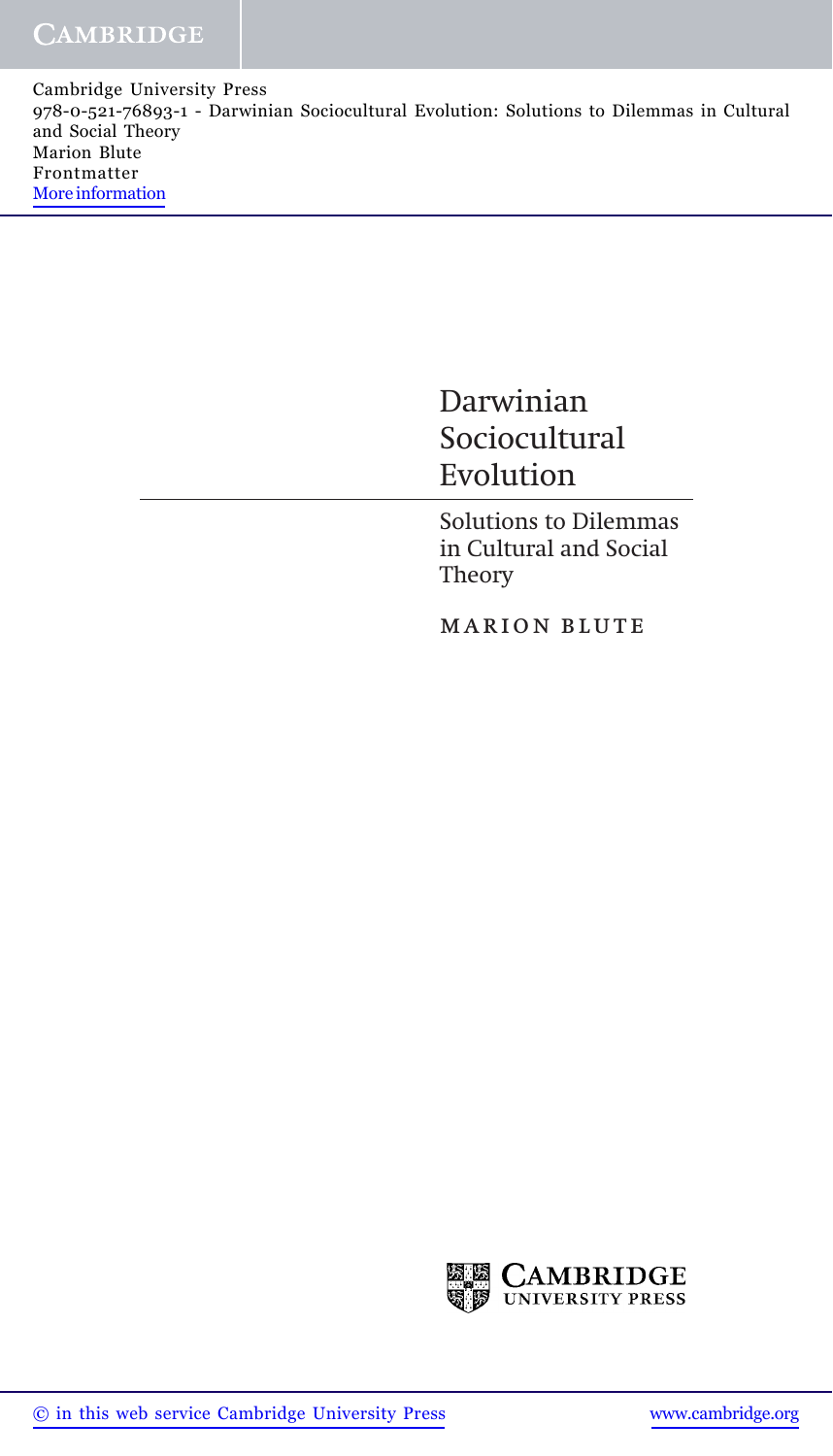# Darwinian Sociocultural Evolution

## Solutions to Dilemmas in Cultural and Social Theory

MARION BLUTE

CAMBRIDGE UNIVERSITY PRESS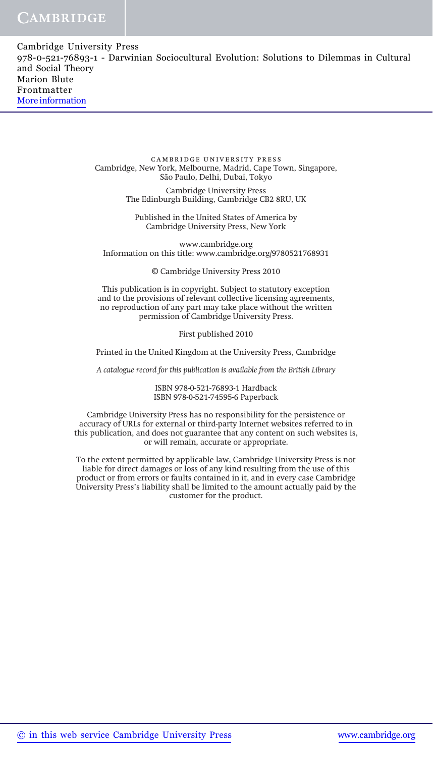CAMBRIDGE UNIVERSITY PRESS
Cambridge, New York, Melbourne, Madrid, Cape Town, Singapore,
São Paulo, Delhi, Dubai, Tokyo

Cambridge University Press
The Edinburgh Building, Cambridge CB2 8RU, UK

Published in the United States of America by
Cambridge University Press, New York

www.cambridge.org
Information on this title: www.cambridge.org/9780521768931

© Cambridge University Press 2010

This publication is in copyright. Subject to statutory exception
and to the provisions of relevant collective licensing agreements,
no reproduction of any part may take place without the written
permission of Cambridge University Press.

First published 2010

Printed in the United Kingdom at the University Press, Cambridge

*A catalogue record for this publication is available from the British Library*

ISBN 978-0-521-76893-1 Hardback
ISBN 978-0-521-74595-6 Paperback

Cambridge University Press has no responsibility for the persistence or
accuracy of URLs for external or third-party Internet websites referred to in
this publication, and does not guarantee that any content on such websites is,
or will remain, accurate or appropriate.

To the extent permitted by applicable law, Cambridge University Press is not
liable for direct damages or loss of any kind resulting from the use of this
product or from errors or faults contained in it, and in every case Cambridge
University Press's liability shall be limited to the amount actually paid by the
customer for the product.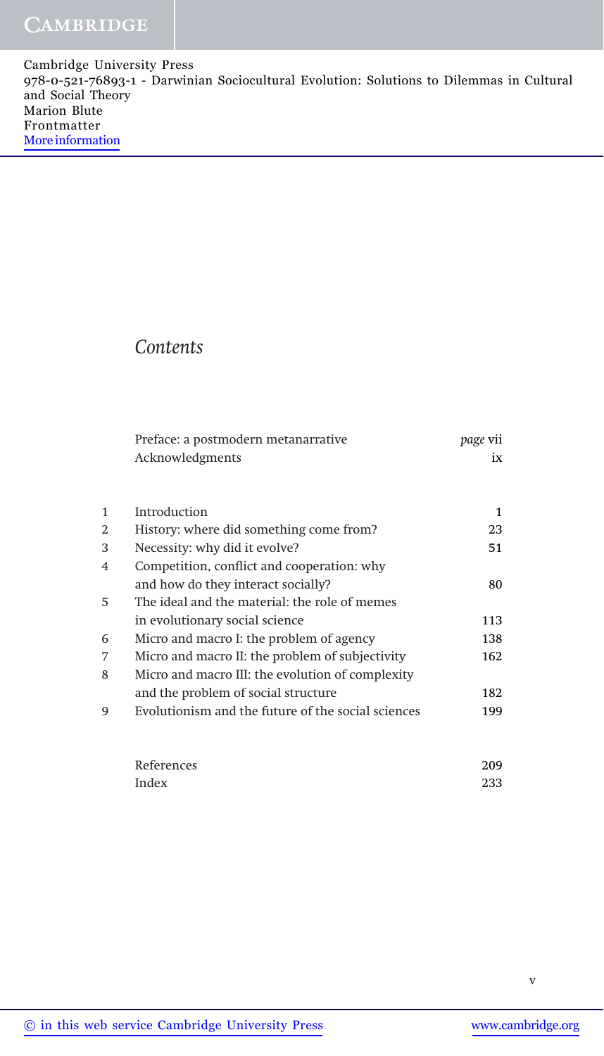# Contents

| | | |
|---|---|---|
| | Preface: a postmodern metanarrative | *page* vii |
| | Acknowledgments | ix |
| 1 | Introduction | 1 |
| 2 | History: where did something come from? | 23 |
| 3 | Necessity: why did it evolve? | 51 |
| 4 | Competition, conflict and cooperation: why and how do they interact socially? | 80 |
| 5 | The ideal and the material: the role of memes in evolutionary social science | 113 |
| 6 | Micro and macro I: the problem of agency | 138 |
| 7 | Micro and macro II: the problem of subjectivity | 162 |
| 8 | Micro and macro III: the evolution of complexity and the problem of social structure | 182 |
| 9 | Evolutionism and the future of the social sciences | 199 |
| | References | 209 |
| | Index | 233 |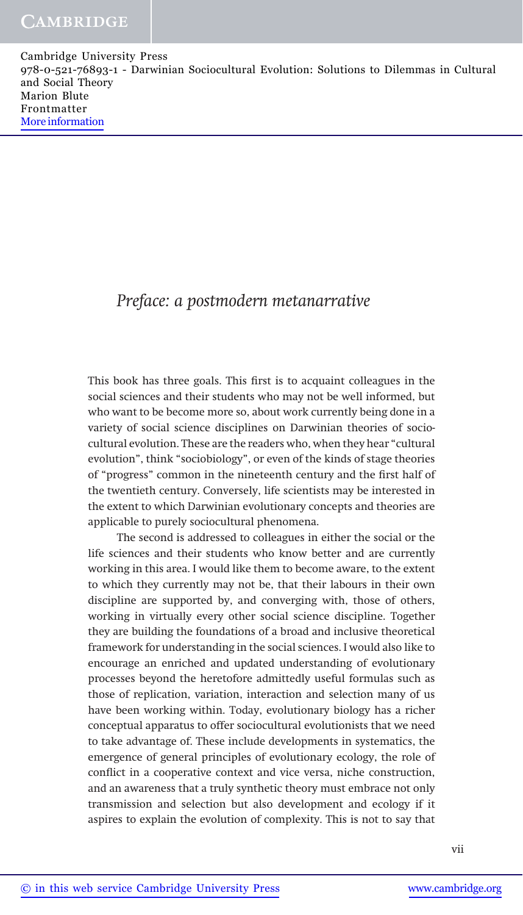# *Preface: a postmodern metanarrative*

This book has three goals. This first is to acquaint colleagues in the social sciences and their students who may not be well informed, but who want to be become more so, about work currently being done in a variety of social science disciplines on Darwinian theories of sociocultural evolution. These are the readers who, when they hear "cultural evolution", think "sociobiology", or even of the kinds of stage theories of "progress" common in the nineteenth century and the first half of the twentieth century. Conversely, life scientists may be interested in the extent to which Darwinian evolutionary concepts and theories are applicable to purely sociocultural phenomena.

The second is addressed to colleagues in either the social or the life sciences and their students who know better and are currently working in this area. I would like them to become aware, to the extent to which they currently may not be, that their labours in their own discipline are supported by, and converging with, those of others, working in virtually every other social science discipline. Together they are building the foundations of a broad and inclusive theoretical framework for understanding in the social sciences. I would also like to encourage an enriched and updated understanding of evolutionary processes beyond the heretofore admittedly useful formulas such as those of replication, variation, interaction and selection many of us have been working within. Today, evolutionary biology has a richer conceptual apparatus to offer sociocultural evolutionists that we need to take advantage of. These include developments in systematics, the emergence of general principles of evolutionary ecology, the role of conflict in a cooperative context and vice versa, niche construction, and an awareness that a truly synthetic theory must embrace not only transmission and selection but also development and ecology if it aspires to explain the evolution of complexity. This is not to say that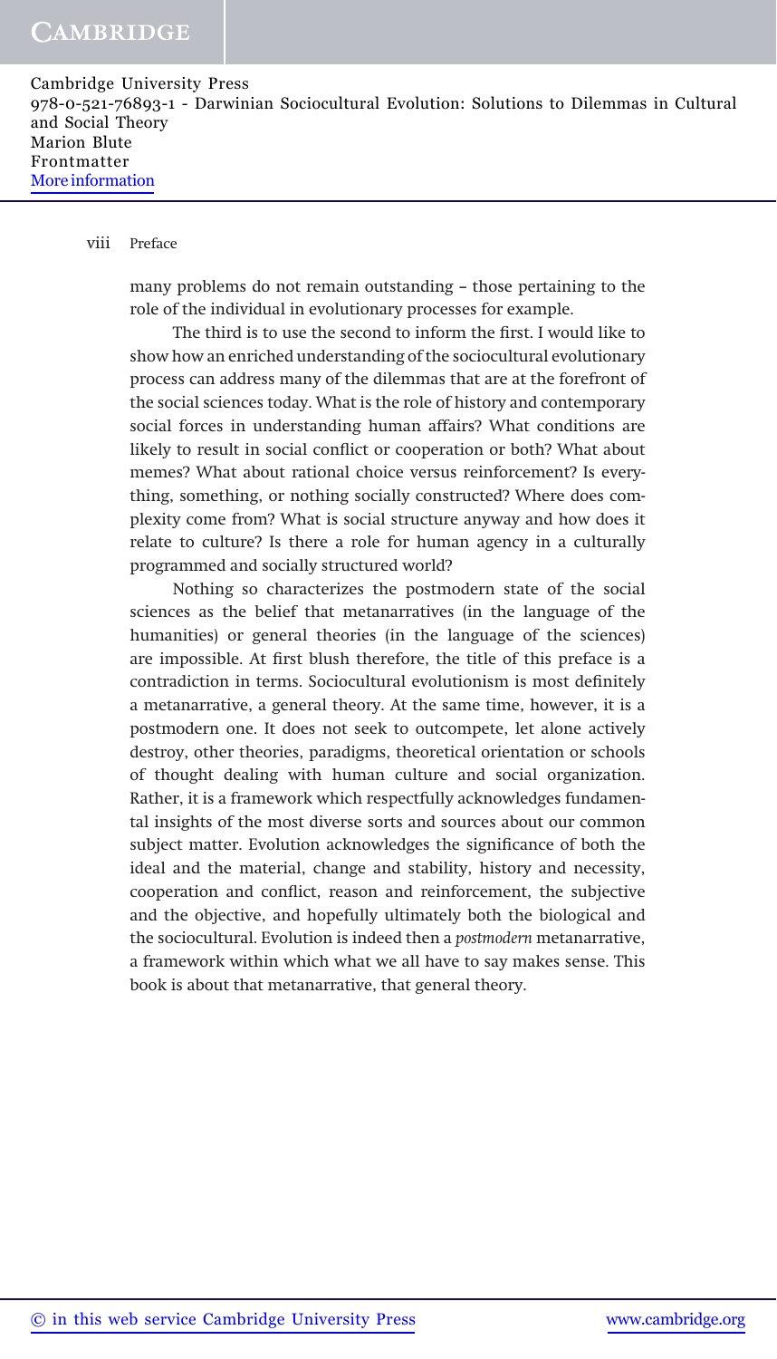many problems do not remain outstanding – those pertaining to the role of the individual in evolutionary processes for example.

The third is to use the second to inform the first. I would like to show how an enriched understanding of the sociocultural evolutionary process can address many of the dilemmas that are at the forefront of the social sciences today. What is the role of history and contemporary social forces in understanding human affairs? What conditions are likely to result in social conflict or cooperation or both? What about memes? What about rational choice versus reinforcement? Is everything, something, or nothing socially constructed? Where does complexity come from? What is social structure anyway and how does it relate to culture? Is there a role for human agency in a culturally programmed and socially structured world?

Nothing so characterizes the postmodern state of the social sciences as the belief that metanarratives (in the language of the humanities) or general theories (in the language of the sciences) are impossible. At first blush therefore, the title of this preface is a contradiction in terms. Sociocultural evolutionism is most definitely a metanarrative, a general theory. At the same time, however, it is a postmodern one. It does not seek to outcompete, let alone actively destroy, other theories, paradigms, theoretical orientation or schools of thought dealing with human culture and social organization. Rather, it is a framework which respectfully acknowledges fundamental insights of the most diverse sorts and sources about our common subject matter. Evolution acknowledges the significance of both the ideal and the material, change and stability, history and necessity, cooperation and conflict, reason and reinforcement, the subjective and the objective, and hopefully ultimately both the biological and the sociocultural. Evolution is indeed then a *postmodern* metanarrative, a framework within which what we all have to say makes sense. This book is about that metanarrative, that general theory.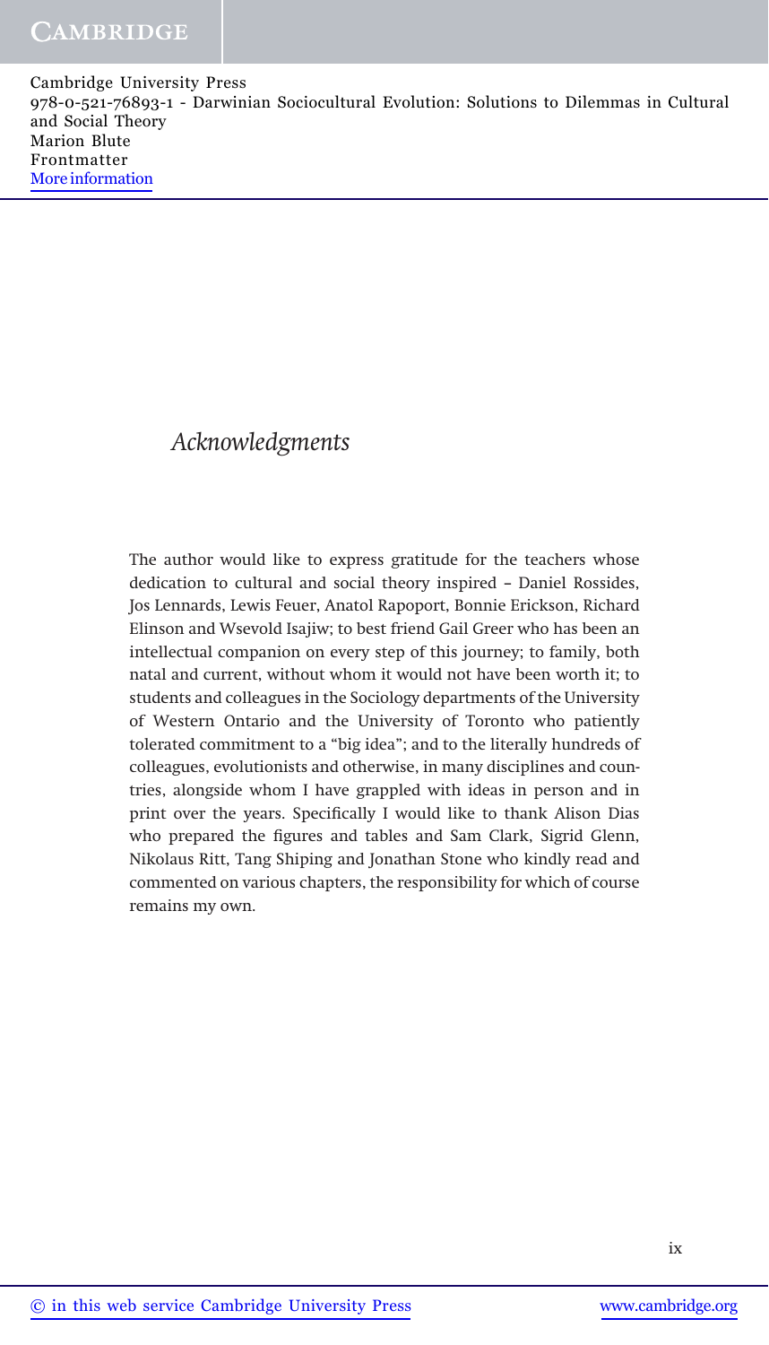# *Acknowledgments*

The author would like to express gratitude for the teachers whose dedication to cultural and social theory inspired – Daniel Rossides, Jos Lennards, Lewis Feuer, Anatol Rapoport, Bonnie Erickson, Richard Elinson and Wsevold Isajiw; to best friend Gail Greer who has been an intellectual companion on every step of this journey; to family, both natal and current, without whom it would not have been worth it; to students and colleagues in the Sociology departments of the University of Western Ontario and the University of Toronto who patiently tolerated commitment to a "big idea"; and to the literally hundreds of colleagues, evolutionists and otherwise, in many disciplines and countries, alongside whom I have grappled with ideas in person and in print over the years. Specifically I would like to thank Alison Dias who prepared the figures and tables and Sam Clark, Sigrid Glenn, Nikolaus Ritt, Tang Shiping and Jonathan Stone who kindly read and commented on various chapters, the responsibility for which of course remains my own.